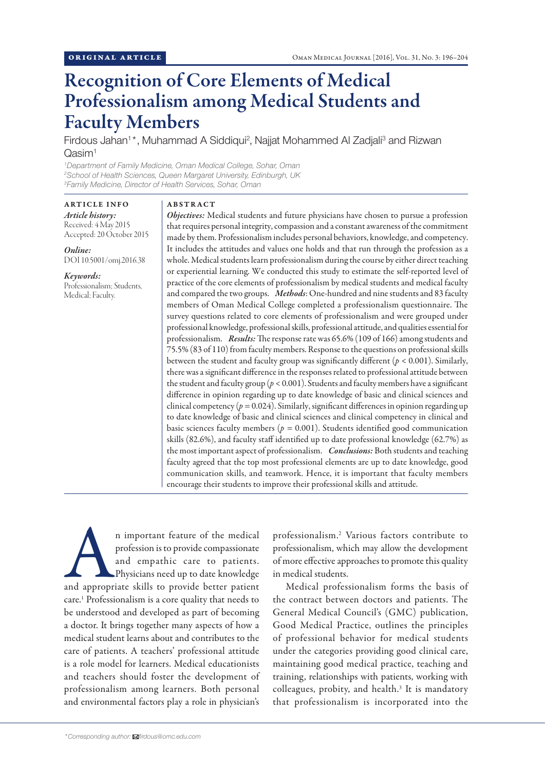ORIGINAL ARTICLE

# Recognition of Core Elements of Medical Professionalism among Medical Students and Faculty Members

Firdous Jahan[1*], Muhammad A Siddiqui[2], Najjat Mohammed Al Zadjali[3] and Rizwan Qasim[1]

[1]Department of Family Medicine, Oman Medical College, Sohar, Oman
[2]School of Health Sciences, Queen Margaret University, Edinburgh, UK
[3]Family Medicine, Director of Health Services, Sohar, Oman

## ARTICLE INFO

*Article history:*
Received: 4 May 2015
Accepted: 20 October 2015

*Online:*
DOI 10.5001/omj.2016.38

*Keywords:*
Professionalism; Students, Medical; Faculty.

## ABSTRACT

***Objectives:*** Medical students and future physicians have chosen to pursue a profession that requires personal integrity, compassion and a constant awareness of the commitment made by them. Professionalism includes personal behaviors, knowledge, and competency. It includes the attitudes and values one holds and that run through the profession as a whole. Medical students learn professionalism during the course by either direct teaching or experiential learning. We conducted this study to estimate the self-reported level of practice of the core elements of professionalism by medical students and medical faculty and compared the two groups. ***Methods***: One-hundred and nine students and 83 faculty members of Oman Medical College completed a professionalism questionnaire. The survey questions related to core elements of professionalism and were grouped under professional knowledge, professional skills, professional attitude, and qualities essential for professionalism. ***Results:*** The response rate was 65.6% (109 of 166) among students and 75.5% (83 of 110) from faculty members. Response to the questions on professional skills between the student and faculty group was significantly different ($p < 0.001$). Similarly, there was a significant difference in the responses related to professional attitude between the student and faculty group ($p < 0.001$). Students and faculty members have a significant difference in opinion regarding up to date knowledge of basic and clinical sciences and clinical competency ($p = 0.024$). Similarly, significant differences in opinion regarding up to date knowledge of basic and clinical sciences and clinical competency in clinical and basic sciences faculty members ($p = 0.001$). Students identified good communication skills (82.6%), and faculty staff identified up to date professional knowledge (62.7%) as the most important aspect of professionalism. ***Conclusions:*** Both students and teaching faculty agreed that the top most professional elements are up to date knowledge, good communication skills, and teamwork. Hence, it is important that faculty members encourage their students to improve their professional skills and attitude.

An important feature of the medical profession is to provide compassionate and empathic care to patients. Physicians need up to date knowledge and appropriate skills to provide better patient care.[1] Professionalism is a core quality that needs to be understood and developed as part of becoming a doctor. It brings together many aspects of how a medical student learns about and contributes to the care of patients. A teachers' professional attitude is a role model for learners. Medical educationists and teachers should foster the development of professionalism among learners. Both personal and environmental factors play a role in physician's professionalism.[2] Various factors contribute to professionalism, which may allow the development of more effective approaches to promote this quality in medical students.

Medical professionalism forms the basis of the contract between doctors and patients. The General Medical Council's (GMC) publication, Good Medical Practice, outlines the principles of professional behavior for medical students under the categories providing good clinical care, maintaining good medical practice, teaching and training, relationships with patients, working with colleagues, probity, and health.[3] It is mandatory that professionalism is incorporated into the

*Corresponding author: firdous@omc.edu.com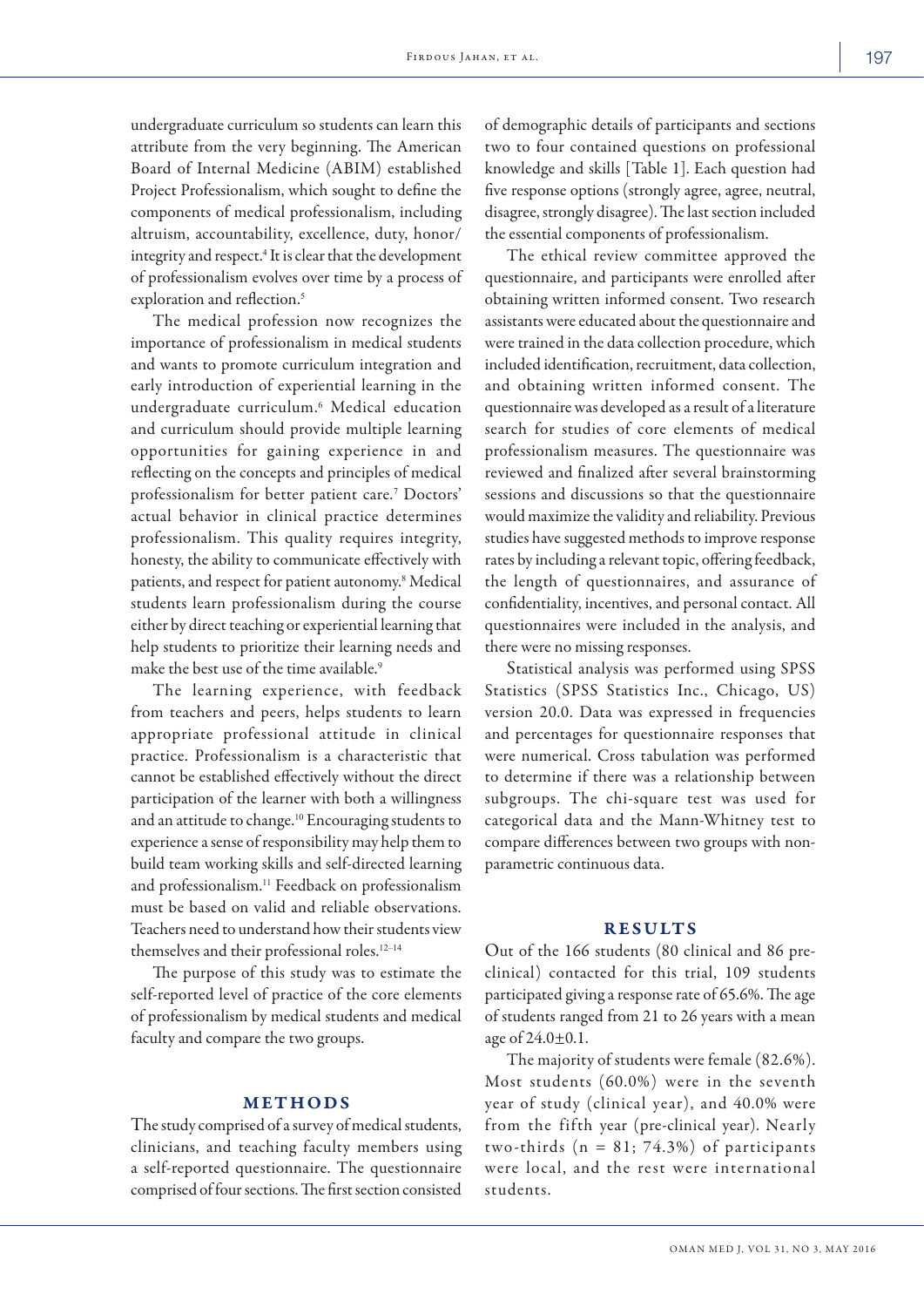undergraduate curriculum so students can learn this attribute from the very beginning. The American Board of Internal Medicine (ABIM) established Project Professionalism, which sought to define the components of medical professionalism, including altruism, accountability, excellence, duty, honor/integrity and respect.[4] It is clear that the development of professionalism evolves over time by a process of exploration and reflection.[5]

The medical profession now recognizes the importance of professionalism in medical students and wants to promote curriculum integration and early introduction of experiential learning in the undergraduate curriculum.[6] Medical education and curriculum should provide multiple learning opportunities for gaining experience in and reflecting on the concepts and principles of medical professionalism for better patient care.[7] Doctors' actual behavior in clinical practice determines professionalism. This quality requires integrity, honesty, the ability to communicate effectively with patients, and respect for patient autonomy.[8] Medical students learn professionalism during the course either by direct teaching or experiential learning that help students to prioritize their learning needs and make the best use of the time available.[9]

The learning experience, with feedback from teachers and peers, helps students to learn appropriate professional attitude in clinical practice. Professionalism is a characteristic that cannot be established effectively without the direct participation of the learner with both a willingness and an attitude to change.[10] Encouraging students to experience a sense of responsibility may help them to build team working skills and self-directed learning and professionalism.[11] Feedback on professionalism must be based on valid and reliable observations. Teachers need to understand how their students view themselves and their professional roles.[12–14]

The purpose of this study was to estimate the self-reported level of practice of the core elements of professionalism by medical students and medical faculty and compare the two groups.

## METHODS

The study comprised of a survey of medical students, clinicians, and teaching faculty members using a self-reported questionnaire. The questionnaire comprised of four sections. The first section consisted of demographic details of participants and sections two to four contained questions on professional knowledge and skills [Table 1]. Each question had five response options (strongly agree, agree, neutral, disagree, strongly disagree). The last section included the essential components of professionalism.

The ethical review committee approved the questionnaire, and participants were enrolled after obtaining written informed consent. Two research assistants were educated about the questionnaire and were trained in the data collection procedure, which included identification, recruitment, data collection, and obtaining written informed consent. The questionnaire was developed as a result of a literature search for studies of core elements of medical professionalism measures. The questionnaire was reviewed and finalized after several brainstorming sessions and discussions so that the questionnaire would maximize the validity and reliability. Previous studies have suggested methods to improve response rates by including a relevant topic, offering feedback, the length of questionnaires, and assurance of confidentiality, incentives, and personal contact. All questionnaires were included in the analysis, and there were no missing responses.

Statistical analysis was performed using SPSS Statistics (SPSS Statistics Inc., Chicago, US) version 20.0. Data was expressed in frequencies and percentages for questionnaire responses that were numerical. Cross tabulation was performed to determine if there was a relationship between subgroups. The chi-square test was used for categorical data and the Mann-Whitney test to compare differences between two groups with non-parametric continuous data.

## RESULTS

Out of the 166 students (80 clinical and 86 pre-clinical) contacted for this trial, 109 students participated giving a response rate of 65.6%. The age of students ranged from 21 to 26 years with a mean age of 24.0±0.1.

The majority of students were female (82.6%). Most students (60.0%) were in the seventh year of study (clinical year), and 40.0% were from the fifth year (pre-clinical year). Nearly two-thirds (n = 81; 74.3%) of participants were local, and the rest were international students.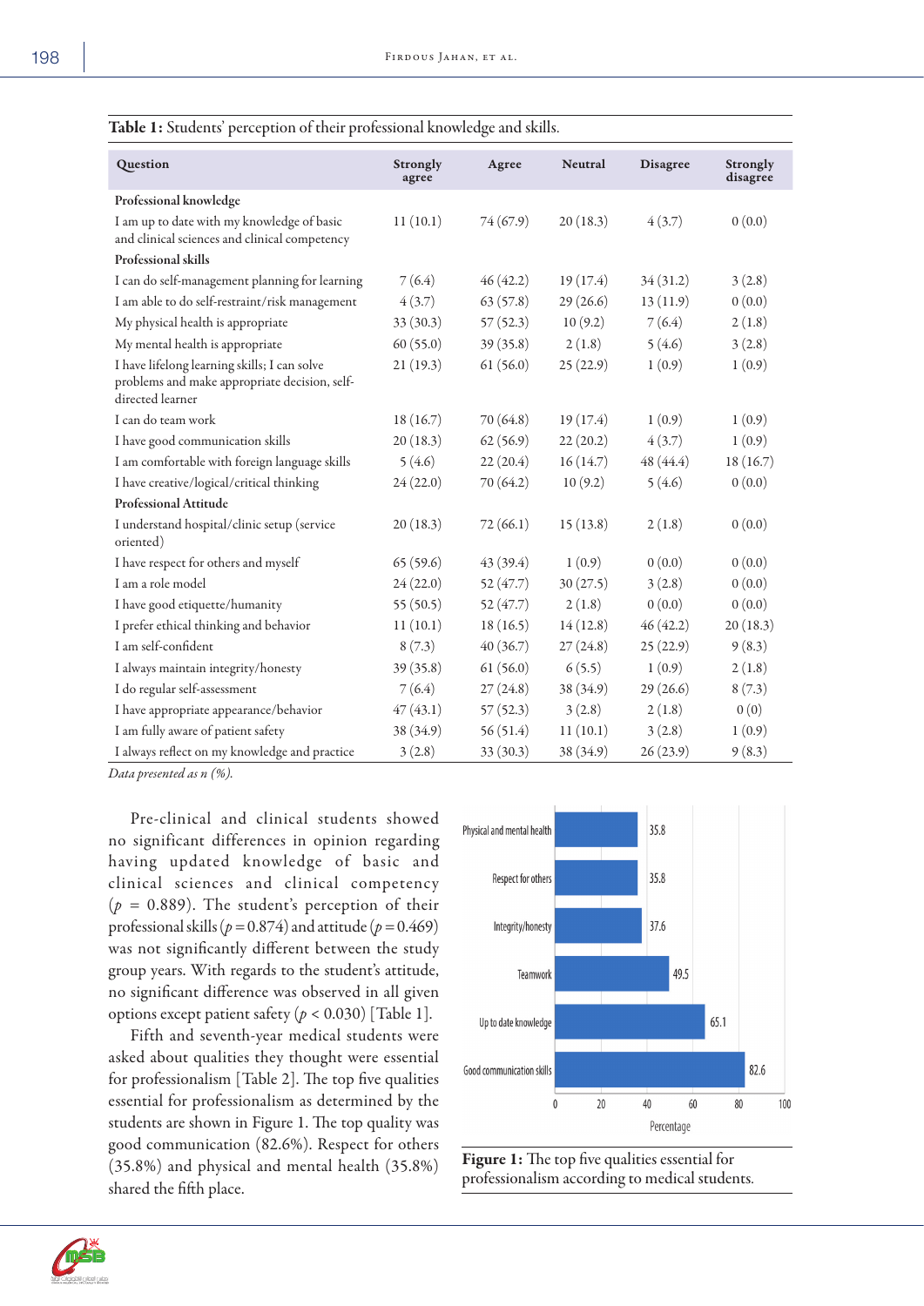**Table 1:** Students' perception of their professional knowledge and skills.

| Question | Strongly agree | Agree | Neutral | Disagree | Strongly disagree |
|---|---|---|---|---|---|
| **Professional knowledge** | | | | | |
| I am up to date with my knowledge of basic and clinical sciences and clinical competency | 11 (10.1) | 74 (67.9) | 20 (18.3) | 4 (3.7) | 0 (0.0) |
| **Professional skills** | | | | | |
| I can do self-management planning for learning | 7 (6.4) | 46 (42.2) | 19 (17.4) | 34 (31.2) | 3 (2.8) |
| I am able to do self-restraint/risk management | 4 (3.7) | 63 (57.8) | 29 (26.6) | 13 (11.9) | 0 (0.0) |
| My physical health is appropriate | 33 (30.3) | 57 (52.3) | 10 (9.2) | 7 (6.4) | 2 (1.8) |
| My mental health is appropriate | 60 (55.0) | 39 (35.8) | 2 (1.8) | 5 (4.6) | 3 (2.8) |
| I have lifelong learning skills; I can solve problems and make appropriate decision, self-directed learner | 21 (19.3) | 61 (56.0) | 25 (22.9) | 1 (0.9) | 1 (0.9) |
| I can do team work | 18 (16.7) | 70 (64.8) | 19 (17.4) | 1 (0.9) | 1 (0.9) |
| I have good communication skills | 20 (18.3) | 62 (56.9) | 22 (20.2) | 4 (3.7) | 1 (0.9) |
| I am comfortable with foreign language skills | 5 (4.6) | 22 (20.4) | 16 (14.7) | 48 (44.4) | 18 (16.7) |
| I have creative/logical/critical thinking | 24 (22.0) | 70 (64.2) | 10 (9.2) | 5 (4.6) | 0 (0.0) |
| **Professional Attitude** | | | | | |
| I understand hospital/clinic setup (service oriented) | 20 (18.3) | 72 (66.1) | 15 (13.8) | 2 (1.8) | 0 (0.0) |
| I have respect for others and myself | 65 (59.6) | 43 (39.4) | 1 (0.9) | 0 (0.0) | 0 (0.0) |
| I am a role model | 24 (22.0) | 52 (47.7) | 30 (27.5) | 3 (2.8) | 0 (0.0) |
| I have good etiquette/humanity | 55 (50.5) | 52 (47.7) | 2 (1.8) | 0 (0.0) | 0 (0.0) |
| I prefer ethical thinking and behavior | 11 (10.1) | 18 (16.5) | 14 (12.8) | 46 (42.2) | 20 (18.3) |
| I am self-confident | 8 (7.3) | 40 (36.7) | 27 (24.8) | 25 (22.9) | 9 (8.3) |
| I always maintain integrity/honesty | 39 (35.8) | 61 (56.0) | 6 (5.5) | 1 (0.9) | 2 (1.8) |
| I do regular self-assessment | 7 (6.4) | 27 (24.8) | 38 (34.9) | 29 (26.6) | 8 (7.3) |
| I have appropriate appearance/behavior | 47 (43.1) | 57 (52.3) | 3 (2.8) | 2 (1.8) | 0 (0) |
| I am fully aware of patient safety | 38 (34.9) | 56 (51.4) | 11 (10.1) | 3 (2.8) | 1 (0.9) |
| I always reflect on my knowledge and practice | 3 (2.8) | 33 (30.3) | 38 (34.9) | 26 (23.9) | 9 (8.3) |

*Data presented as n (%).*

Pre-clinical and clinical students showed no significant differences in opinion regarding having updated knowledge of basic and clinical sciences and clinical competency ($p$ = 0.889). The student's perception of their professional skills ($p$ = 0.874) and attitude ($p$ = 0.469) was not significantly different between the study group years. With regards to the student's attitude, no significant difference was observed in all given options except patient safety ($p$ < 0.030) [Table 1].

Fifth and seventh-year medical students were asked about qualities they thought were essential for professionalism [Table 2]. The top five qualities essential for professionalism as determined by the students are shown in Figure 1. The top quality was good communication (82.6%). Respect for others (35.8%) and physical and mental health (35.8%) shared the fifth place.

**Figure 1:** The top five qualities essential for professionalism according to medical students.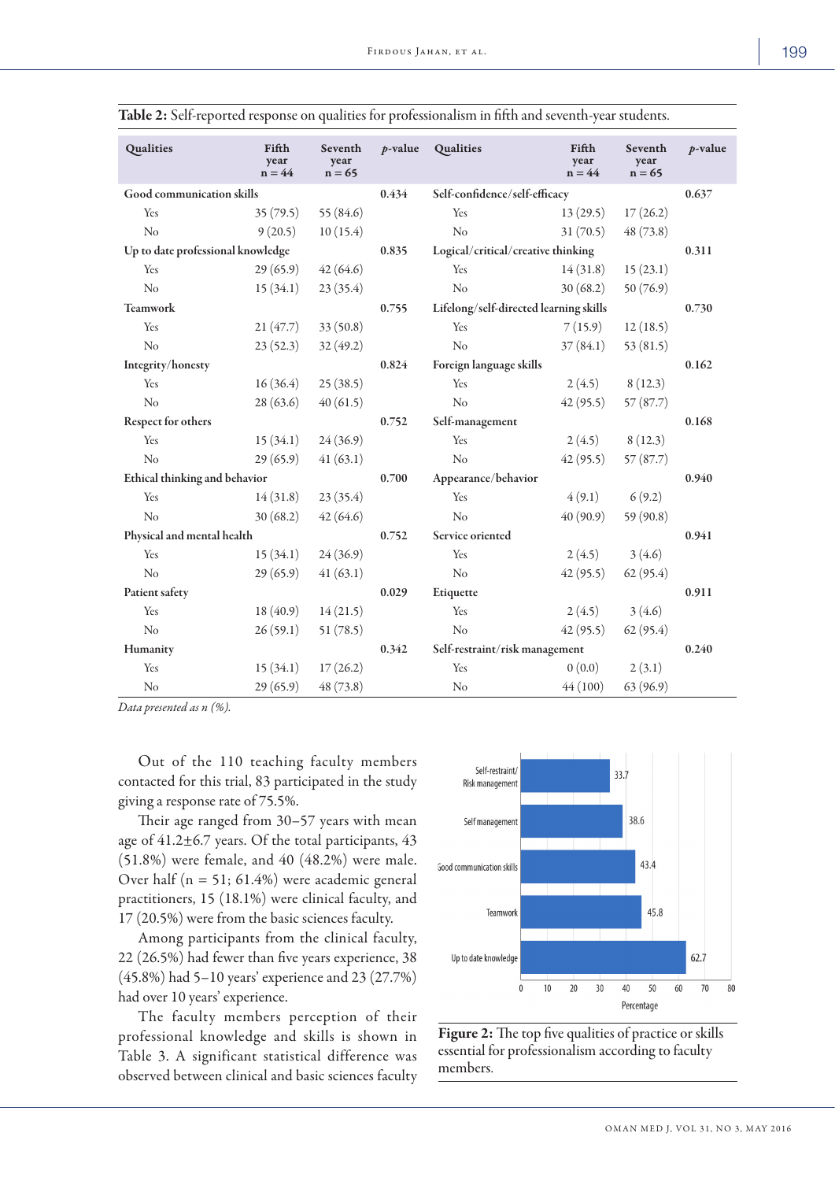**Table 2:** Self-reported response on qualities for professionalism in fifth and seventh-year students.

| Qualities | Fifth year n = 44 | Seventh year n = 65 | *p*-value | Qualities | Fifth year n = 44 | Seventh year n = 65 | *p*-value |
|---|---|---|---|---|---|---|---|
| Good communication skills | | | 0.434 | Self-confidence/self-efficacy | | | 0.637 |
| Yes | 35 (79.5) | 55 (84.6) | | Yes | 13 (29.5) | 17 (26.2) | |
| No | 9 (20.5) | 10 (15.4) | | No | 31 (70.5) | 48 (73.8) | |
| Up to date professional knowledge | | | 0.835 | Logical/critical/creative thinking | | | 0.311 |
| Yes | 29 (65.9) | 42 (64.6) | | Yes | 14 (31.8) | 15 (23.1) | |
| No | 15 (34.1) | 23 (35.4) | | No | 30 (68.2) | 50 (76.9) | |
| Teamwork | | | 0.755 | Lifelong/self-directed learning skills | | | 0.730 |
| Yes | 21 (47.7) | 33 (50.8) | | Yes | 7 (15.9) | 12 (18.5) | |
| No | 23 (52.3) | 32 (49.2) | | No | 37 (84.1) | 53 (81.5) | |
| Integrity/honesty | | | 0.824 | Foreign language skills | | | 0.162 |
| Yes | 16 (36.4) | 25 (38.5) | | Yes | 2 (4.5) | 8 (12.3) | |
| No | 28 (63.6) | 40 (61.5) | | No | 42 (95.5) | 57 (87.7) | |
| Respect for others | | | 0.752 | Self-management | | | 0.168 |
| Yes | 15 (34.1) | 24 (36.9) | | Yes | 2 (4.5) | 8 (12.3) | |
| No | 29 (65.9) | 41 (63.1) | | No | 42 (95.5) | 57 (87.7) | |
| Ethical thinking and behavior | | | 0.700 | Appearance/behavior | | | 0.940 |
| Yes | 14 (31.8) | 23 (35.4) | | Yes | 4 (9.1) | 6 (9.2) | |
| No | 30 (68.2) | 42 (64.6) | | No | 40 (90.9) | 59 (90.8) | |
| Physical and mental health | | | 0.752 | Service oriented | | | 0.941 |
| Yes | 15 (34.1) | 24 (36.9) | | Yes | 2 (4.5) | 3 (4.6) | |
| No | 29 (65.9) | 41 (63.1) | | No | 42 (95.5) | 62 (95.4) | |
| Patient safety | | | 0.029 | Etiquette | | | 0.911 |
| Yes | 18 (40.9) | 14 (21.5) | | Yes | 2 (4.5) | 3 (4.6) | |
| No | 26 (59.1) | 51 (78.5) | | No | 42 (95.5) | 62 (95.4) | |
| Humanity | | | 0.342 | Self-restraint/risk management | | | 0.240 |
| Yes | 15 (34.1) | 17 (26.2) | | Yes | 0 (0.0) | 2 (3.1) | |
| No | 29 (65.9) | 48 (73.8) | | No | 44 (100) | 63 (96.9) | |

*Data presented as n (%).*

Out of the 110 teaching faculty members contacted for this trial, 83 participated in the study giving a response rate of 75.5%.

Their age ranged from 30–57 years with mean age of 41.2±6.7 years. Of the total participants, 43 (51.8%) were female, and 40 (48.2%) were male. Over half (n = 51; 61.4%) were academic general practitioners, 15 (18.1%) were clinical faculty, and 17 (20.5%) were from the basic sciences faculty.

Among participants from the clinical faculty, 22 (26.5%) had fewer than five years experience, 38 (45.8%) had 5–10 years' experience and 23 (27.7%) had over 10 years' experience.

The faculty members perception of their professional knowledge and skills is shown in Table 3. A significant statistical difference was observed between clinical and basic sciences faculty

**Figure 2:** The top five qualities of practice or skills essential for professionalism according to faculty members.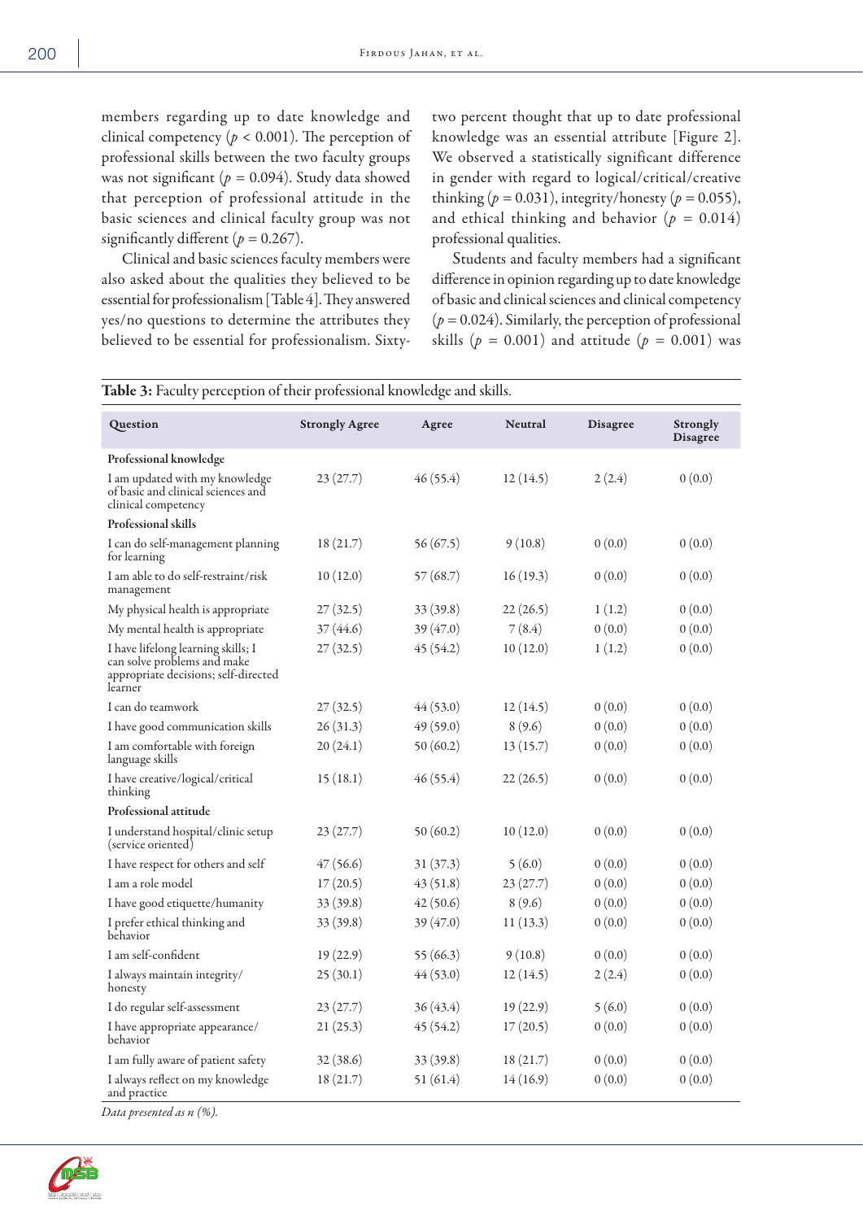members regarding up to date knowledge and clinical competency ($p < 0.001$). The perception of professional skills between the two faculty groups was not significant ($p = 0.094$). Study data showed that perception of professional attitude in the basic sciences and clinical faculty group was not significantly different ($p = 0.267$).

Clinical and basic sciences faculty members were also asked about the qualities they believed to be essential for professionalism [Table 4]. They answered yes/no questions to determine the attributes they believed to be essential for professionalism. Sixty-two percent thought that up to date professional knowledge was an essential attribute [Figure 2]. We observed a statistically significant difference in gender with regard to logical/critical/creative thinking ($p = 0.031$), integrity/honesty ($p = 0.055$), and ethical thinking and behavior ($p = 0.014$) professional qualities.

Students and faculty members had a significant difference in opinion regarding up to date knowledge of basic and clinical sciences and clinical competency ($p = 0.024$). Similarly, the perception of professional skills ($p = 0.001$) and attitude ($p = 0.001$) was

**Table 3:** Faculty perception of their professional knowledge and skills.

| Question | Strongly Agree | Agree | Neutral | Disagree | Strongly Disagree |
|---|---|---|---|---|---|
| **Professional knowledge** | | | | | |
| I am updated with my knowledge of basic and clinical sciences and clinical competency | 23 (27.7) | 46 (55.4) | 12 (14.5) | 2 (2.4) | 0 (0.0) |
| **Professional skills** | | | | | |
| I can do self-management planning for learning | 18 (21.7) | 56 (67.5) | 9 (10.8) | 0 (0.0) | 0 (0.0) |
| I am able to do self-restraint/risk management | 10 (12.0) | 57 (68.7) | 16 (19.3) | 0 (0.0) | 0 (0.0) |
| My physical health is appropriate | 27 (32.5) | 33 (39.8) | 22 (26.5) | 1 (1.2) | 0 (0.0) |
| My mental health is appropriate | 37 (44.6) | 39 (47.0) | 7 (8.4) | 0 (0.0) | 0 (0.0) |
| I have lifelong learning skills; I can solve problems and make appropriate decisions; self-directed learner | 27 (32.5) | 45 (54.2) | 10 (12.0) | 1 (1.2) | 0 (0.0) |
| I can do teamwork | 27 (32.5) | 44 (53.0) | 12 (14.5) | 0 (0.0) | 0 (0.0) |
| I have good communication skills | 26 (31.3) | 49 (59.0) | 8 (9.6) | 0 (0.0) | 0 (0.0) |
| I am comfortable with foreign language skills | 20 (24.1) | 50 (60.2) | 13 (15.7) | 0 (0.0) | 0 (0.0) |
| I have creative/logical/critical thinking | 15 (18.1) | 46 (55.4) | 22 (26.5) | 0 (0.0) | 0 (0.0) |
| **Professional attitude** | | | | | |
| I understand hospital/clinic setup (service oriented) | 23 (27.7) | 50 (60.2) | 10 (12.0) | 0 (0.0) | 0 (0.0) |
| I have respect for others and self | 47 (56.6) | 31 (37.3) | 5 (6.0) | 0 (0.0) | 0 (0.0) |
| I am a role model | 17 (20.5) | 43 (51.8) | 23 (27.7) | 0 (0.0) | 0 (0.0) |
| I have good etiquette/humanity | 33 (39.8) | 42 (50.6) | 8 (9.6) | 0 (0.0) | 0 (0.0) |
| I prefer ethical thinking and behavior | 33 (39.8) | 39 (47.0) | 11 (13.3) | 0 (0.0) | 0 (0.0) |
| I am self-confident | 19 (22.9) | 55 (66.3) | 9 (10.8) | 0 (0.0) | 0 (0.0) |
| I always maintain integrity/honesty | 25 (30.1) | 44 (53.0) | 12 (14.5) | 2 (2.4) | 0 (0.0) |
| I do regular self-assessment | 23 (27.7) | 36 (43.4) | 19 (22.9) | 5 (6.0) | 0 (0.0) |
| I have appropriate appearance/behavior | 21 (25.3) | 45 (54.2) | 17 (20.5) | 0 (0.0) | 0 (0.0) |
| I am fully aware of patient safety | 32 (38.6) | 33 (39.8) | 18 (21.7) | 0 (0.0) | 0 (0.0) |
| I always reflect on my knowledge and practice | 18 (21.7) | 51 (61.4) | 14 (16.9) | 0 (0.0) | 0 (0.0) |

*Data presented as n (%).*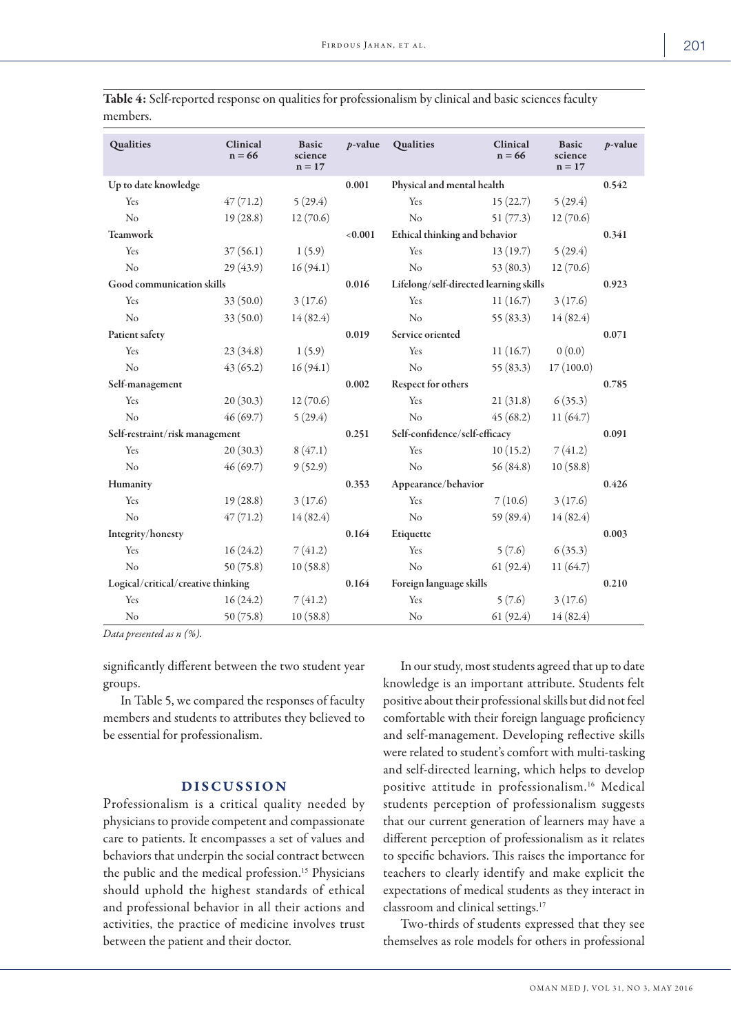**Table 4:** Self-reported response on qualities for professionalism by clinical and basic sciences faculty members.

| Qualities | Clinical n = 66 | Basic science n = 17 | p-value | Qualities | Clinical n = 66 | Basic science n = 17 | p-value |
|---|---|---|---|---|---|---|---|
| Up to date knowledge | | | 0.001 | Physical and mental health | | | 0.542 |
| Yes | 47 (71.2) | 5 (29.4) | | Yes | 15 (22.7) | 5 (29.4) | |
| No | 19 (28.8) | 12 (70.6) | | No | 51 (77.3) | 12 (70.6) | |
| Teamwork | | | <0.001 | Ethical thinking and behavior | | | 0.341 |
| Yes | 37 (56.1) | 1 (5.9) | | Yes | 13 (19.7) | 5 (29.4) | |
| No | 29 (43.9) | 16 (94.1) | | No | 53 (80.3) | 12 (70.6) | |
| Good communication skills | | | 0.016 | Lifelong/self-directed learning skills | | | 0.923 |
| Yes | 33 (50.0) | 3 (17.6) | | Yes | 11 (16.7) | 3 (17.6) | |
| No | 33 (50.0) | 14 (82.4) | | No | 55 (83.3) | 14 (82.4) | |
| Patient safety | | | 0.019 | Service oriented | | | 0.071 |
| Yes | 23 (34.8) | 1 (5.9) | | Yes | 11 (16.7) | 0 (0.0) | |
| No | 43 (65.2) | 16 (94.1) | | No | 55 (83.3) | 17 (100.0) | |
| Self-management | | | 0.002 | Respect for others | | | 0.785 |
| Yes | 20 (30.3) | 12 (70.6) | | Yes | 21 (31.8) | 6 (35.3) | |
| No | 46 (69.7) | 5 (29.4) | | No | 45 (68.2) | 11 (64.7) | |
| Self-restraint/risk management | | | 0.251 | Self-confidence/self-efficacy | | | 0.091 |
| Yes | 20 (30.3) | 8 (47.1) | | Yes | 10 (15.2) | 7 (41.2) | |
| No | 46 (69.7) | 9 (52.9) | | No | 56 (84.8) | 10 (58.8) | |
| Humanity | | | 0.353 | Appearance/behavior | | | 0.426 |
| Yes | 19 (28.8) | 3 (17.6) | | Yes | 7 (10.6) | 3 (17.6) | |
| No | 47 (71.2) | 14 (82.4) | | No | 59 (89.4) | 14 (82.4) | |
| Integrity/honesty | | | 0.164 | Etiquette | | | 0.003 |
| Yes | 16 (24.2) | 7 (41.2) | | Yes | 5 (7.6) | 6 (35.3) | |
| No | 50 (75.8) | 10 (58.8) | | No | 61 (92.4) | 11 (64.7) | |
| Logical/critical/creative thinking | | | 0.164 | Foreign language skills | | | 0.210 |
| Yes | 16 (24.2) | 7 (41.2) | | Yes | 5 (7.6) | 3 (17.6) | |
| No | 50 (75.8) | 10 (58.8) | | No | 61 (92.4) | 14 (82.4) | |

*Data presented as n (%).*

significantly different between the two student year groups.

In Table 5, we compared the responses of faculty members and students to attributes they believed to be essential for professionalism.

## DISCUSSION

Professionalism is a critical quality needed by physicians to provide competent and compassionate care to patients. It encompasses a set of values and behaviors that underpin the social contract between the public and the medical profession.[15] Physicians should uphold the highest standards of ethical and professional behavior in all their actions and activities, the practice of medicine involves trust between the patient and their doctor.

In our study, most students agreed that up to date knowledge is an important attribute. Students felt positive about their professional skills but did not feel comfortable with their foreign language proficiency and self-management. Developing reflective skills were related to student's comfort with multi-tasking and self-directed learning, which helps to develop positive attitude in professionalism.[16] Medical students perception of professionalism suggests that our current generation of learners may have a different perception of professionalism as it relates to specific behaviors. This raises the importance for teachers to clearly identify and make explicit the expectations of medical students as they interact in classroom and clinical settings.[17]

Two-thirds of students expressed that they see themselves as role models for others in professional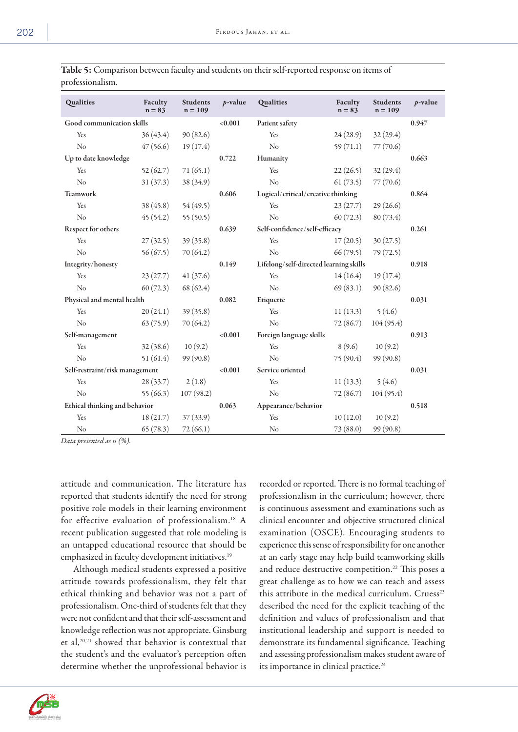**Table 5:** Comparison between faculty and students on their self-reported response on items of professionalism.

| Qualities | Faculty n = 83 | Students n = 109 | *p*-value | Qualities | Faculty n = 83 | Students n = 109 | *p*-value |
|---|---|---|---|---|---|---|---|
| **Good communication skills** | | | **<0.001** | **Patient safety** | | | **0.947** |
| Yes | 36 (43.4) | 90 (82.6) | | Yes | 24 (28.9) | 32 (29.4) | |
| No | 47 (56.6) | 19 (17.4) | | No | 59 (71.1) | 77 (70.6) | |
| **Up to date knowledge** | | | **0.722** | **Humanity** | | | **0.663** |
| Yes | 52 (62.7) | 71 (65.1) | | Yes | 22 (26.5) | 32 (29.4) | |
| No | 31 (37.3) | 38 (34.9) | | No | 61 (73.5) | 77 (70.6) | |
| **Teamwork** | | | **0.606** | **Logical/critical/creative thinking** | | | **0.864** |
| Yes | 38 (45.8) | 54 (49.5) | | Yes | 23 (27.7) | 29 (26.6) | |
| No | 45 (54.2) | 55 (50.5) | | No | 60 (72.3) | 80 (73.4) | |
| **Respect for others** | | | **0.639** | **Self-confidence/self-efficacy** | | | **0.261** |
| Yes | 27 (32.5) | 39 (35.8) | | Yes | 17 (20.5) | 30 (27.5) | |
| No | 56 (67.5) | 70 (64.2) | | No | 66 (79.5) | 79 (72.5) | |
| **Integrity/honesty** | | | **0.149** | **Lifelong/self-directed learning skills** | | | **0.918** |
| Yes | 23 (27.7) | 41 (37.6) | | Yes | 14 (16.4) | 19 (17.4) | |
| No | 60 (72.3) | 68 (62.4) | | No | 69 (83.1) | 90 (82.6) | |
| **Physical and mental health** | | | **0.082** | **Etiquette** | | | **0.031** |
| Yes | 20 (24.1) | 39 (35.8) | | Yes | 11 (13.3) | 5 (4.6) | |
| No | 63 (75.9) | 70 (64.2) | | No | 72 (86.7) | 104 (95.4) | |
| **Self-management** | | | **<0.001** | **Foreign language skills** | | | **0.913** |
| Yes | 32 (38.6) | 10 (9.2) | | Yes | 8 (9.6) | 10 (9.2) | |
| No | 51 (61.4) | 99 (90.8) | | No | 75 (90.4) | 99 (90.8) | |
| **Self-restraint/risk management** | | | **<0.001** | **Service oriented** | | | **0.031** |
| Yes | 28 (33.7) | 2 (1.8) | | Yes | 11 (13.3) | 5 (4.6) | |
| No | 55 (66.3) | 107 (98.2) | | No | 72 (86.7) | 104 (95.4) | |
| **Ethical thinking and behavior** | | | **0.063** | **Appearance/behavior** | | | **0.518** |
| Yes | 18 (21.7) | 37 (33.9) | | Yes | 10 (12.0) | 10 (9.2) | |
| No | 65 (78.3) | 72 (66.1) | | No | 73 (88.0) | 99 (90.8) | |

*Data presented as n (%).*

attitude and communication. The literature has reported that students identify the need for strong positive role models in their learning environment for effective evaluation of professionalism.[18] A recent publication suggested that role modeling is an untapped educational resource that should be emphasized in faculty development initiatives.[19]

Although medical students expressed a positive attitude towards professionalism, they felt that ethical thinking and behavior was not a part of professionalism. One-third of students felt that they were not confident and that their self-assessment and knowledge reflection was not appropriate. Ginsburg et al,[20,21] showed that behavior is contextual that the student's and the evaluator's perception often determine whether the unprofessional behavior is recorded or reported. There is no formal teaching of professionalism in the curriculum; however, there is continuous assessment and examinations such as clinical encounter and objective structured clinical examination (OSCE). Encouraging students to experience this sense of responsibility for one another at an early stage may help build teamworking skills and reduce destructive competition.[22] This poses a great challenge as to how we can teach and assess this attribute in the medical curriculum. Cruess[23] described the need for the explicit teaching of the definition and values of professionalism and that institutional leadership and support is needed to demonstrate its fundamental significance. Teaching and assessing professionalism makes student aware of its importance in clinical practice.[24]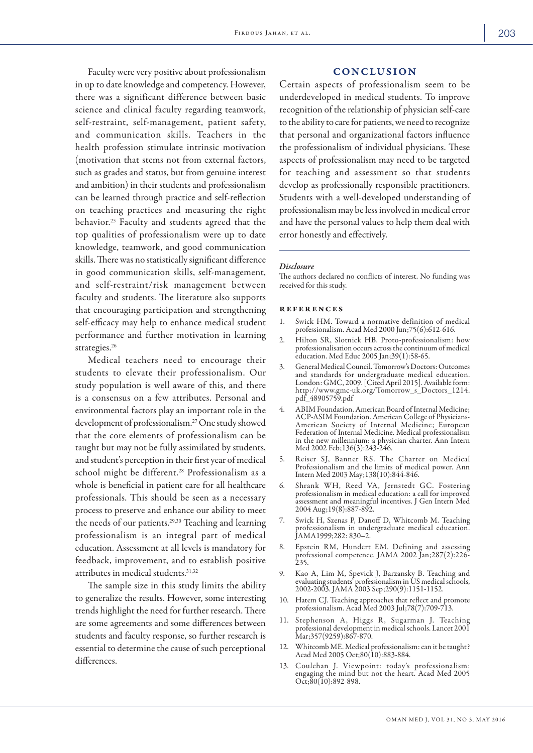Faculty were very positive about professionalism in up to date knowledge and competency. However, there was a significant difference between basic science and clinical faculty regarding teamwork, self-restraint, self-management, patient safety, and communication skills. Teachers in the health profession stimulate intrinsic motivation (motivation that stems not from external factors, such as grades and status, but from genuine interest and ambition) in their students and professionalism can be learned through practice and self-reflection on teaching practices and measuring the right behavior.[25] Faculty and students agreed that the top qualities of professionalism were up to date knowledge, teamwork, and good communication skills. There was no statistically significant difference in good communication skills, self-management, and self-restraint/risk management between faculty and students. The literature also supports that encouraging participation and strengthening self-efficacy may help to enhance medical student performance and further motivation in learning strategies.[26]

Medical teachers need to encourage their students to elevate their professionalism. Our study population is well aware of this, and there is a consensus on a few attributes. Personal and environmental factors play an important role in the development of professionalism.[27] One study showed that the core elements of professionalism can be taught but may not be fully assimilated by students, and student's perception in their first year of medical school might be different.[28] Professionalism as a whole is beneficial in patient care for all healthcare professionals. This should be seen as a necessary process to preserve and enhance our ability to meet the needs of our patients.[29,30] Teaching and learning professionalism is an integral part of medical education. Assessment at all levels is mandatory for feedback, improvement, and to establish positive attributes in medical students.[31,32]

The sample size in this study limits the ability to generalize the results. However, some interesting trends highlight the need for further research. There are some agreements and some differences between students and faculty response, so further research is essential to determine the cause of such perceptional differences.

## CONCLUSION

Certain aspects of professionalism seem to be underdeveloped in medical students. To improve recognition of the relationship of physician self-care to the ability to care for patients, we need to recognize that personal and organizational factors influence the professionalism of individual physicians. These aspects of professionalism may need to be targeted for teaching and assessment so that students develop as professionally responsible practitioners. Students with a well-developed understanding of professionalism may be less involved in medical error and have the personal values to help them deal with error honestly and effectively.

*Disclosure*

The authors declared no conflicts of interest. No funding was received for this study.

## REFERENCES

1. Swick HM. Toward a normative definition of medical professionalism. Acad Med 2000 Jun;75(6):612-616.
2. Hilton SR, Slotnick HB. Proto-professionalism: how professionalisation occurs across the continuum of medical education. Med Educ 2005 Jan;39(1):58-65.
3. General Medical Council. Tomorrow's Doctors: Outcomes and standards for undergraduate medical education. London: GMC, 2009. [Cited April 2015]. Available form: http://www.gmc-uk.org/Tomorrow_s_Doctors_1214.pdf_48905759.pdf
4. ABIM Foundation. American Board of Internal Medicine; ACP-ASIM Foundation. American College of Physicians-American Society of Internal Medicine; European Federation of Internal Medicine. Medical professionalism in the new millennium: a physician charter. Ann Intern Med 2002 Feb;136(3):243-246.
5. Reiser SJ, Banner RS. The Charter on Medical Professionalism and the limits of medical power. Ann Intern Med 2003 May;138(10):844-846.
6. Shrank WH, Reed VA, Jernstedt GC. Fostering professionalism in medical education: a call for improved assessment and meaningful incentives. J Gen Intern Med 2004 Aug;19(8):887-892.
7. Swick H, Szenas P, Danoff D, Whitcomb M. Teaching professionalism in undergraduate medical education. JAMA1999;282: 830–2.
8. Epstein RM, Hundert EM. Defining and assessing professional competence. JAMA 2002 Jan;287(2):226-235.
9. Kao A, Lim M, Spevick J, Barzansky B. Teaching and evaluating students' professionalism in US medical schools, 2002-2003. JAMA 2003 Sep;290(9):1151-1152.
10. Hatem CJ. Teaching approaches that reflect and promote professionalism. Acad Med 2003 Jul;78(7):709-713.
11. Stephenson A, Higgs R, Sugarman J. Teaching professional development in medical schools. Lancet 2001 Mar;357(9259):867-870.
12. Whitcomb ME. Medical professionalism: can it be taught? Acad Med 2005 Oct;80(10):883-884.
13. Coulehan J. Viewpoint: today's professionalism: engaging the mind but not the heart. Acad Med 2005 Oct;80(10):892-898.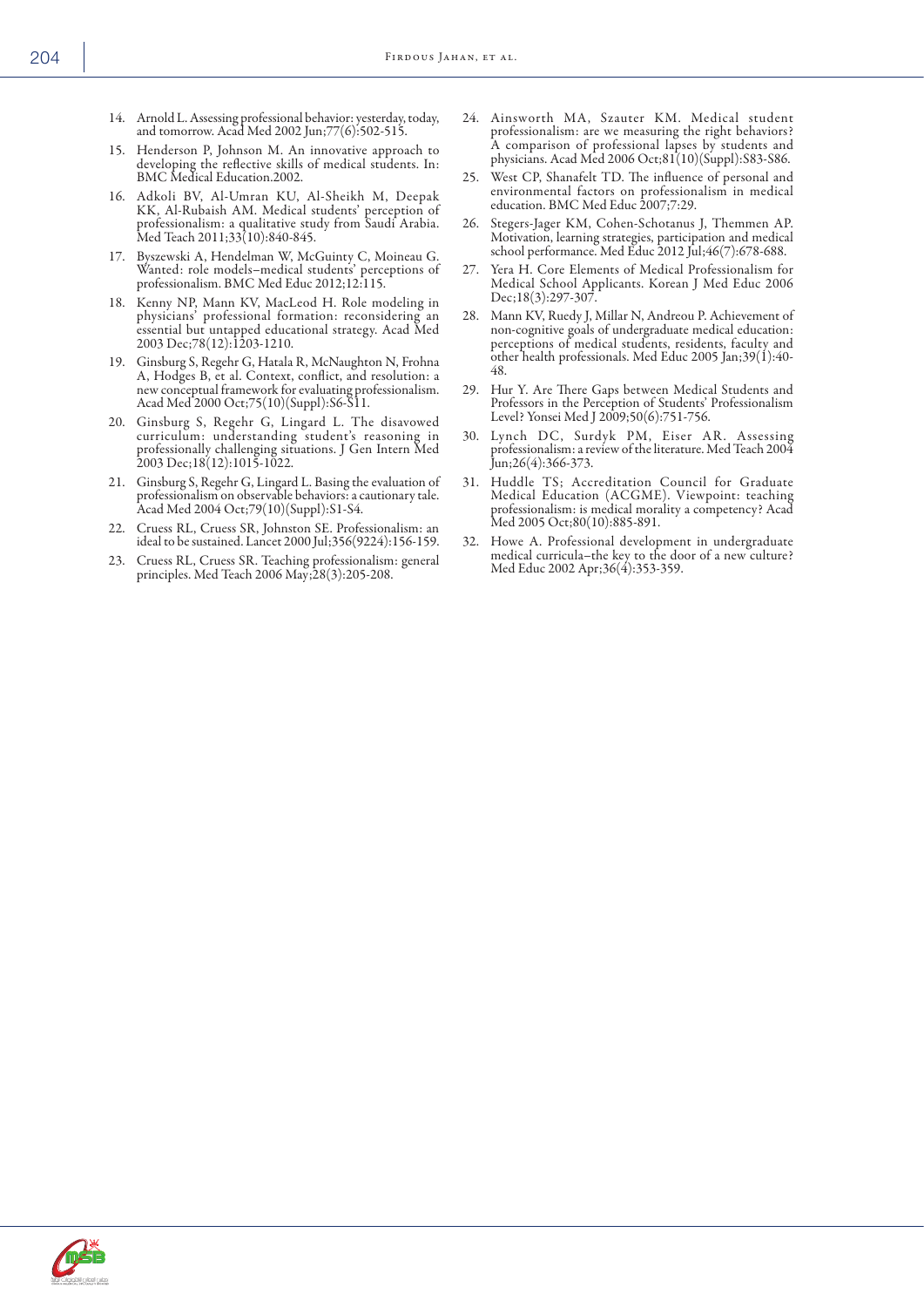14. Arnold L. Assessing professional behavior: yesterday, today, and tomorrow. Acad Med 2002 Jun;77(6):502-515.
15. Henderson P, Johnson M. An innovative approach to developing the reflective skills of medical students. In: BMC Medical Education.2002.
16. Adkoli BV, Al-Umran KU, Al-Sheikh M, Deepak KK, Al-Rubaish AM. Medical students' perception of professionalism: a qualitative study from Saudi Arabia. Med Teach 2011;33(10):840-845.
17. Byszewski A, Hendelman W, McGuinty C, Moineau G. Wanted: role models–medical students' perceptions of professionalism. BMC Med Educ 2012;12:115.
18. Kenny NP, Mann KV, MacLeod H. Role modeling in physicians' professional formation: reconsidering an essential but untapped educational strategy. Acad Med 2003 Dec;78(12):1203-1210.
19. Ginsburg S, Regehr G, Hatala R, McNaughton N, Frohna A, Hodges B, et al. Context, conflict, and resolution: a new conceptual framework for evaluating professionalism. Acad Med 2000 Oct;75(10)(Suppl):S6-S11.
20. Ginsburg S, Regehr G, Lingard L. The disavowed curriculum: understanding student's reasoning in professionally challenging situations. J Gen Intern Med 2003 Dec;18(12):1015-1022.
21. Ginsburg S, Regehr G, Lingard L. Basing the evaluation of professionalism on observable behaviors: a cautionary tale. Acad Med 2004 Oct;79(10)(Suppl):S1-S4.
22. Cruess RL, Cruess SR, Johnston SE. Professionalism: an ideal to be sustained. Lancet 2000 Jul;356(9224):156-159.
23. Cruess RL, Cruess SR. Teaching professionalism: general principles. Med Teach 2006 May;28(3):205-208.
24. Ainsworth MA, Szauter KM. Medical student professionalism: are we measuring the right behaviors? A comparison of professional lapses by students and physicians. Acad Med 2006 Oct;81(10)(Suppl):S83-S86.
25. West CP, Shanafelt TD. The influence of personal and environmental factors on professionalism in medical education. BMC Med Educ 2007;7:29.
26. Stegers-Jager KM, Cohen-Schotanus J, Themmen AP. Motivation, learning strategies, participation and medical school performance. Med Educ 2012 Jul;46(7):678-688.
27. Yera H. Core Elements of Medical Professionalism for Medical School Applicants. Korean J Med Educ 2006 Dec;18(3):297-307.
28. Mann KV, Ruedy J, Millar N, Andreou P. Achievement of non-cognitive goals of undergraduate medical education: perceptions of medical students, residents, faculty and other health professionals. Med Educ 2005 Jan;39(1):40-48.
29. Hur Y. Are There Gaps between Medical Students and Professors in the Perception of Students' Professionalism Level? Yonsei Med J 2009;50(6):751-756.
30. Lynch DC, Surdyk PM, Eiser AR. Assessing professionalism: a review of the literature. Med Teach 2004 Jun;26(4):366-373.
31. Huddle TS; Accreditation Council for Graduate Medical Education (ACGME). Viewpoint: teaching professionalism: is medical morality a competency? Acad Med 2005 Oct;80(10):885-891.
32. Howe A. Professional development in undergraduate medical curricula–the key to the door of a new culture? Med Educ 2002 Apr;36(4):353-359.